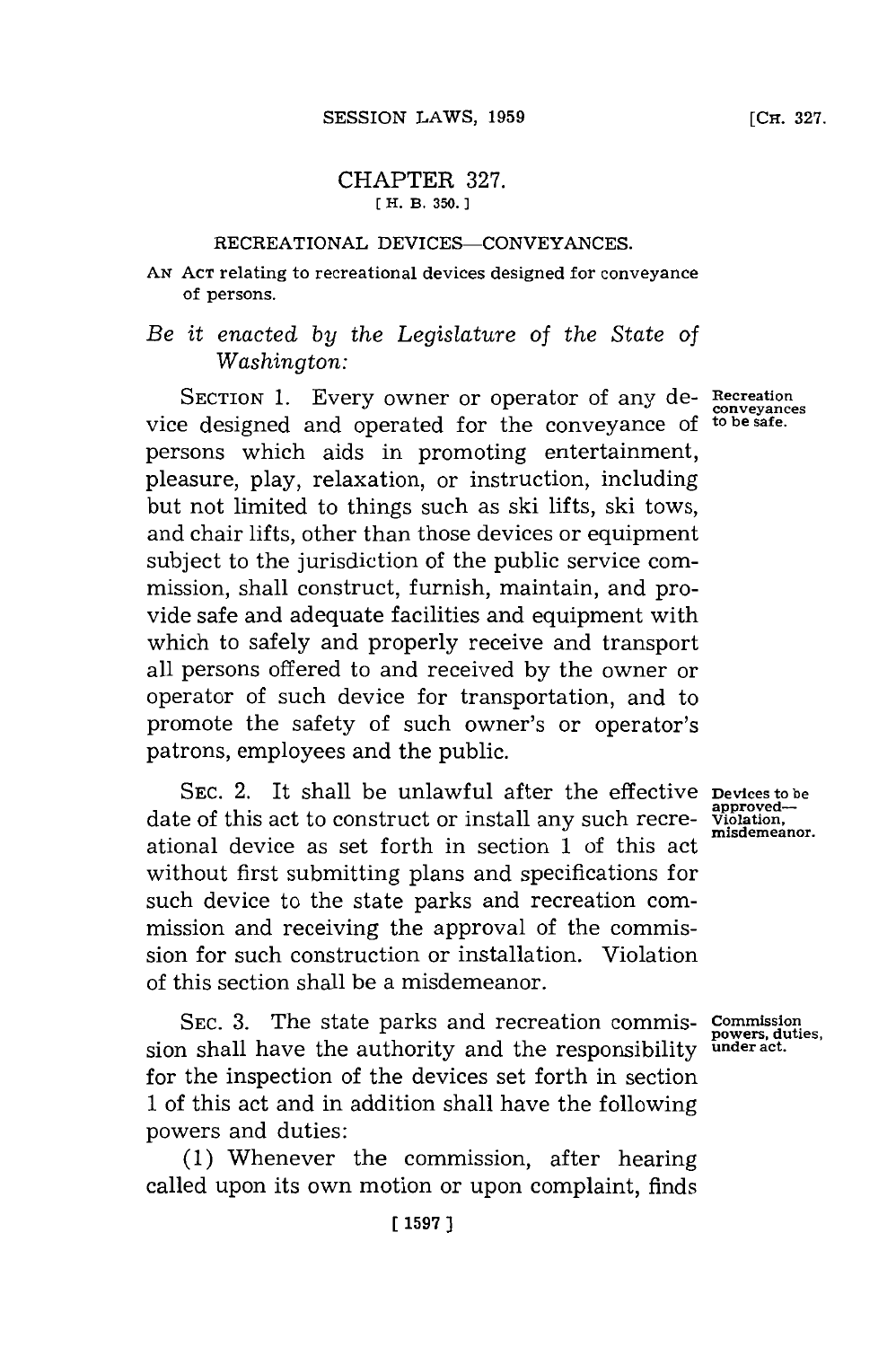## CHAPTER 327.

[ H. B. 350. ]

### RECREATIONAL DEVICES—CONVEYANCES.

AN ACT relating to recreational devices designed for conveyance of persons.

*Be it enacted by the Legislature of the State of Washington:*

**Recreation conveyances to be safe.**

SECTION 1. Every owner or operator of any device designed and operated for the conveyance of persons which aids in promoting entertainment, pleasure, play, relaxation, or instruction, including but not limited to things such as ski lifts, ski tows, and chair lifts, other than those devices or equipment subject to the jurisdiction of the public service commission, shall construct, furnish, maintain, and provide safe and adequate facilities and equipment with which to safely and properly receive and transport all persons offered to and received by the owner or operator of such device for transportation, and to promote the safety of such owner's or operator's patrons, employees and the public.

**Devices to be approved—Violation, misdemeanor.**

SEC. 2. It shall be unlawful after the effective date of this act to construct or install any such recreational device as set forth in section 1 of this act without first submitting plans and specifications for such device to the state parks and recreation commission and receiving the approval of the commission for such construction or installation. Violation of this section shall be a misdemeanor.

**Commission powers, duties, under act.**

SEC. 3. The state parks and recreation commission shall have the authority and the responsibility for the inspection of the devices set forth in section 1 of this act and in addition shall have the following powers and duties:

(1) Whenever the commission, after hearing called upon its own motion or upon complaint, finds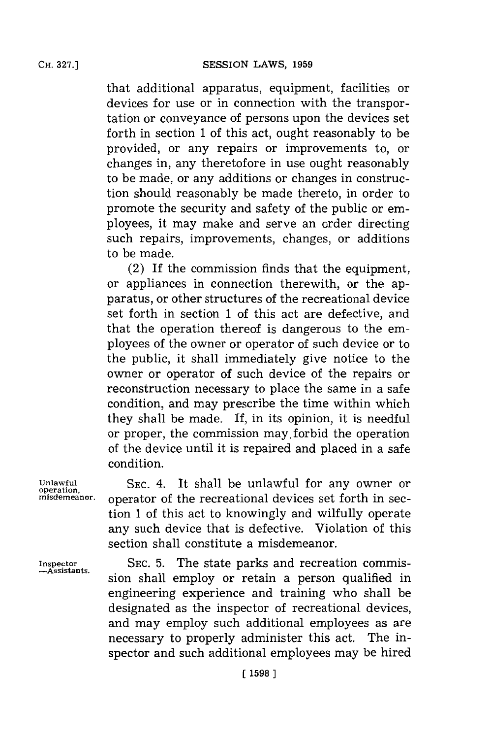that additional apparatus, equipment, facilities or devices for use or in connection with the transportation or conveyance of persons upon the devices set forth in section 1 of this act, ought reasonably to be provided, or any repairs or improvements to, or changes in, any theretofore in use ought reasonably to be made, or any additions or changes in construction should reasonably be made thereto, in order to promote the security and safety of the public or employees, it may make and serve an order directing such repairs, improvements, changes, or additions to be made.

(2) If the commission finds that the equipment, or appliances in connection therewith, or the apparatus, or other structures of the recreational device set forth in section 1 of this act are defective, and that the operation thereof is dangerous to the employees of the owner or operator of such device or to the public, it shall immediately give notice to the owner or operator of such device of the repairs or reconstruction necessary to place the same in a safe condition, and may prescribe the time within which they shall be made. If, in its opinion, it is needful or proper, the commission may forbid the operation of the device until it is repaired and placed in a safe condition.

*Unlawful operation, misdemeanor.*

SEC. 4. It shall be unlawful for any owner or operator of the recreational devices set forth in section 1 of this act to knowingly and wilfully operate any such device that is defective. Violation of this section shall constitute a misdemeanor.

*Inspector —Assistants.*

SEC. 5. The state parks and recreation commission shall employ or retain a person qualified in engineering experience and training who shall be designated as the inspector of recreational devices, and may employ such additional employees as are necessary to properly administer this act. The inspector and such additional employees may be hired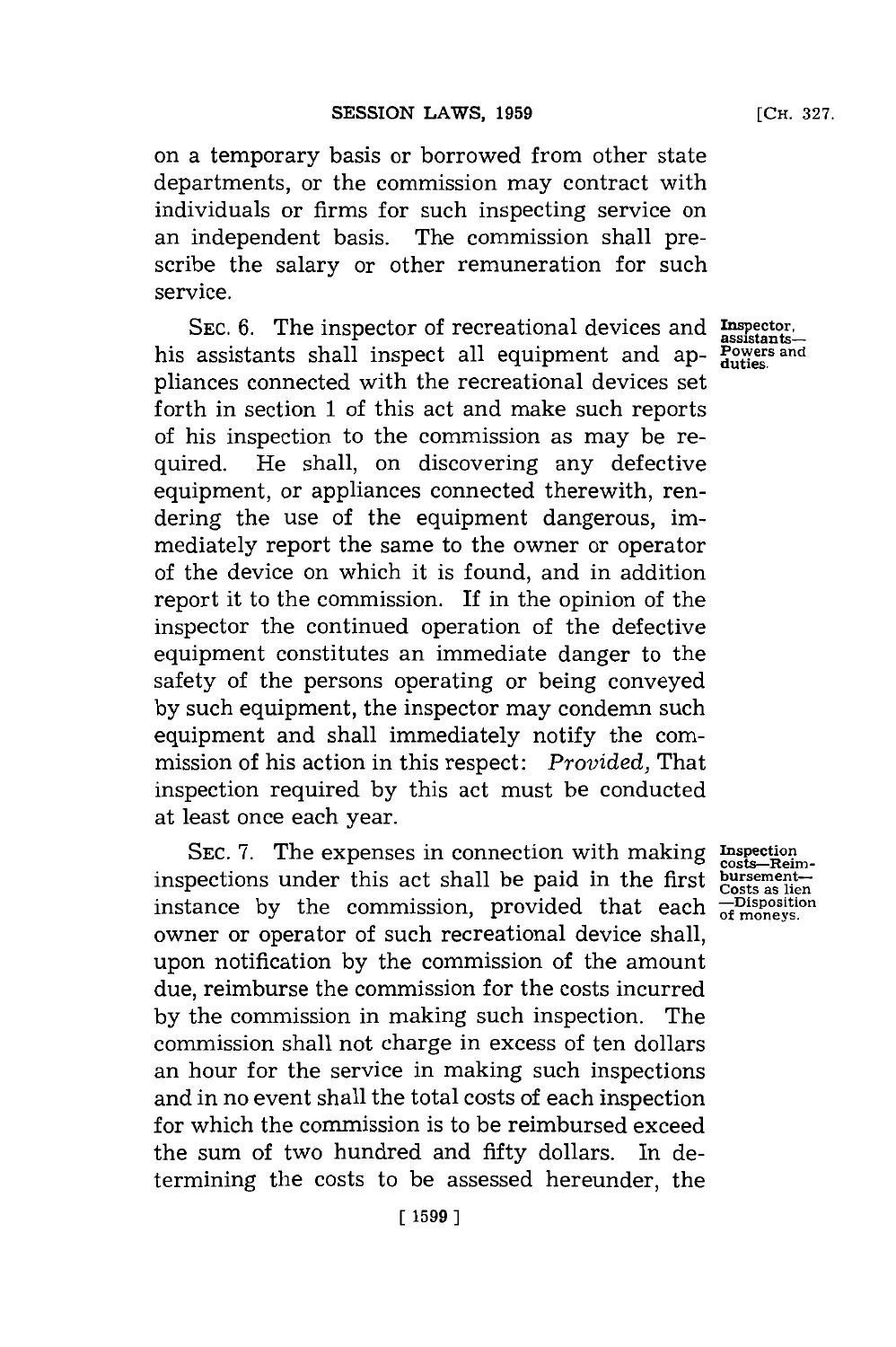on a temporary basis or borrowed from other state departments, or the commission may contract with individuals or firms for such inspecting service on an independent basis. The commission shall prescribe the salary or other remuneration for such service.

**Inspector, assistants—Powers and duties.**

SEC. 6. The inspector of recreational devices and his assistants shall inspect all equipment and appliances connected with the recreational devices set forth in section 1 of this act and make such reports of his inspection to the commission as may be required. He shall, on discovering any defective equipment, or appliances connected therewith, rendering the use of the equipment dangerous, immediately report the same to the owner or operator of the device on which it is found, and in addition report it to the commission. If in the opinion of the inspector the continued operation of the defective equipment constitutes an immediate danger to the safety of the persons operating or being conveyed by such equipment, the inspector may condemn such equipment and shall immediately notify the commission of his action in this respect: *Provided,* That inspection required by this act must be conducted at least once each year.

**Inspection costs—Reimbursement—Costs as lien—Disposition of moneys.**

SEC. 7. The expenses in connection with making inspections under this act shall be paid in the first instance by the commission, provided that each owner or operator of such recreational device shall, upon notification by the commission of the amount due, reimburse the commission for the costs incurred by the commission in making such inspection. The commission shall not charge in excess of ten dollars an hour for the service in making such inspections and in no event shall the total costs of each inspection for which the commission is to be reimbursed exceed the sum of two hundred and fifty dollars. In determining the costs to be assessed hereunder, the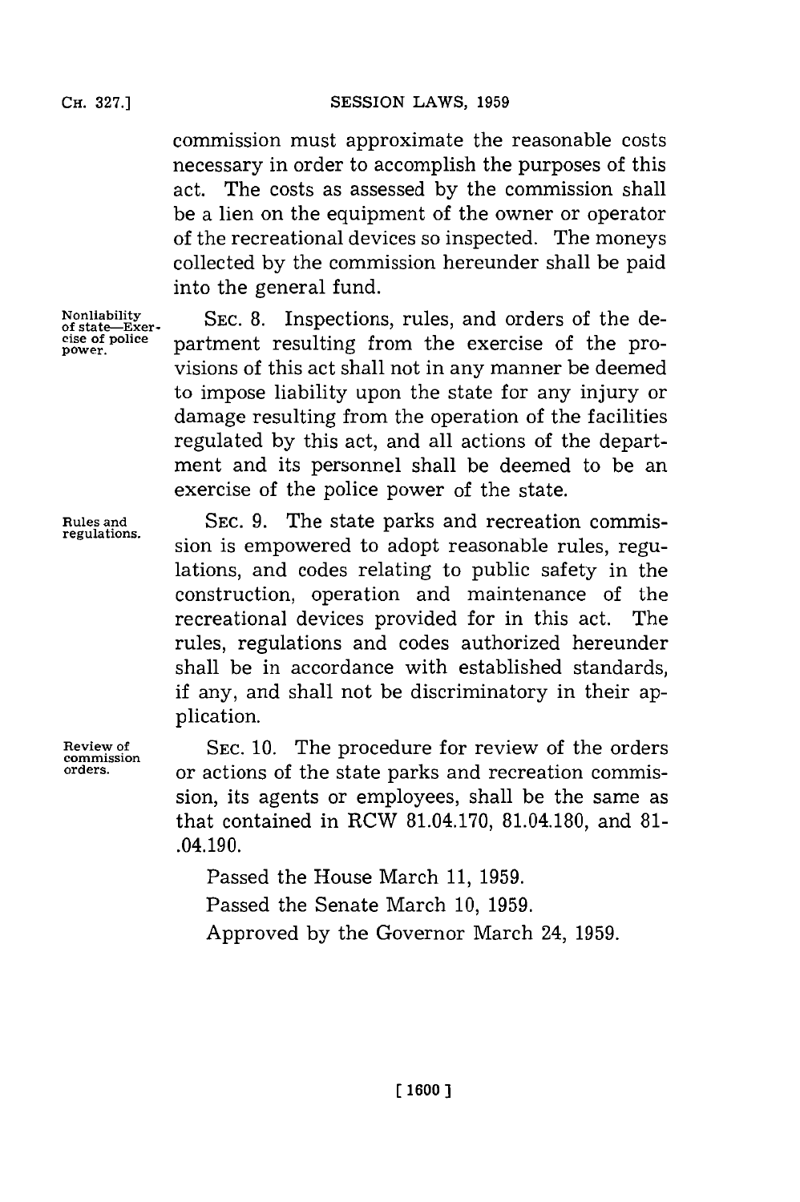commission must approximate the reasonable costs necessary in order to accomplish the purposes of this act. The costs as assessed by the commission shall be a lien on the equipment of the owner or operator of the recreational devices so inspected. The moneys collected by the commission hereunder shall be paid into the general fund.

Nonliability of state—Exercise of police power.

SEC. 8. Inspections, rules, and orders of the department resulting from the exercise of the provisions of this act shall not in any manner be deemed to impose liability upon the state for any injury or damage resulting from the operation of the facilities regulated by this act, and all actions of the department and its personnel shall be deemed to be an exercise of the police power of the state.

Rules and regulations.

SEC. 9. The state parks and recreation commission is empowered to adopt reasonable rules, regulations, and codes relating to public safety in the construction, operation and maintenance of the recreational devices provided for in this act. The rules, regulations and codes authorized hereunder shall be in accordance with established standards, if any, and shall not be discriminatory in their application.

Review of commission orders.

SEC. 10. The procedure for review of the orders or actions of the state parks and recreation commission, its agents or employees, shall be the same as that contained in RCW 81.04.170, 81.04.180, and 81-.04.190.

Passed the House March 11, 1959.

Passed the Senate March 10, 1959.

Approved by the Governor March 24, 1959.